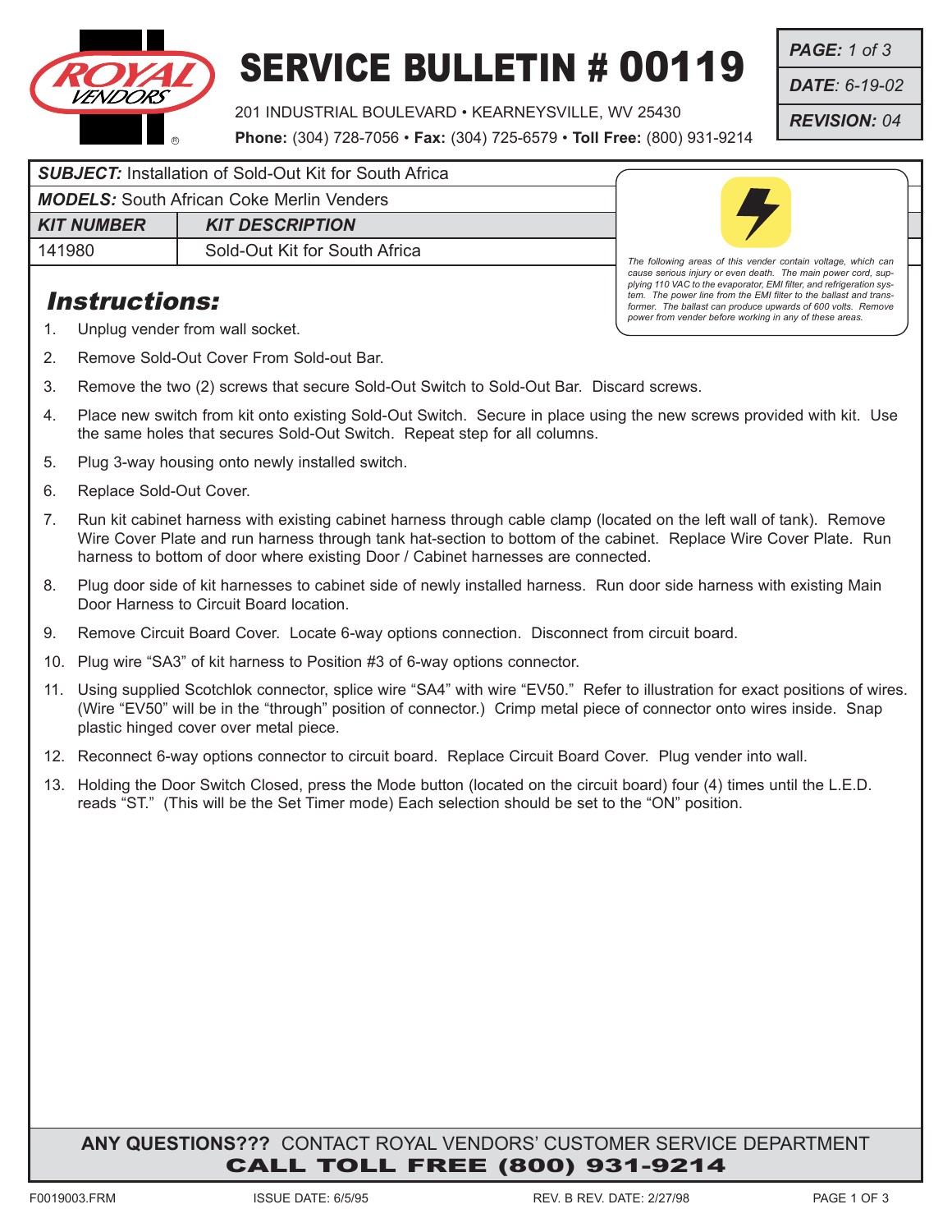# SERVICE BULLETIN # 00119

ROYAL VENDORS

201 INDUSTRIAL BOULEVARD • KEARNEYSVILLE, WV 25430
**Phone:** (304) 728-7056 • **Fax:** (304) 725-6579 • **Toll Free:** (800) 931-9214

***PAGE:*** *1 of 3*
***DATE:*** *6-19-02*
***REVISION:*** *04*

***SUBJECT:*** Installation of Sold-Out Kit for South Africa

***MODELS:*** South African Coke Merlin Venders

| ***KIT NUMBER*** | ***KIT DESCRIPTION*** |
|---|---|
| 141980 | Sold-Out Kit for South Africa |

*The following areas of this vender contain voltage, which can cause serious injury or even death. The main power cord, supplying 110 VAC to the evaporator, EMI filter, and refrigeration system. The power line from the EMI filter to the ballast and transformer. The ballast can produce upwards of 600 volts. Remove power from vender before working in any of these areas.*

## *Instructions:*

1. Unplug vender from wall socket.
2. Remove Sold-Out Cover From Sold-out Bar.
3. Remove the two (2) screws that secure Sold-Out Switch to Sold-Out Bar. Discard screws.
4. Place new switch from kit onto existing Sold-Out Switch. Secure in place using the new screws provided with kit. Use the same holes that secures Sold-Out Switch. Repeat step for all columns.
5. Plug 3-way housing onto newly installed switch.
6. Replace Sold-Out Cover.
7. Run kit cabinet harness with existing cabinet harness through cable clamp (located on the left wall of tank). Remove Wire Cover Plate and run harness through tank hat-section to bottom of the cabinet. Replace Wire Cover Plate. Run harness to bottom of door where existing Door / Cabinet harnesses are connected.
8. Plug door side of kit harnesses to cabinet side of newly installed harness. Run door side harness with existing Main Door Harness to Circuit Board location.
9. Remove Circuit Board Cover. Locate 6-way options connection. Disconnect from circuit board.
10. Plug wire "SA3" of kit harness to Position #3 of 6-way options connector.
11. Using supplied Scotchlok connector, splice wire "SA4" with wire "EV50." Refer to illustration for exact positions of wires. (Wire "EV50" will be in the "through" position of connector.) Crimp metal piece of connector onto wires inside. Snap plastic hinged cover over metal piece.
12. Reconnect 6-way options connector to circuit board. Replace Circuit Board Cover. Plug vender into wall.
13. Holding the Door Switch Closed, press the Mode button (located on the circuit board) four (4) times until the L.E.D. reads "ST." (This will be the Set Timer mode) Each selection should be set to the "ON" position.

**ANY QUESTIONS???** CONTACT ROYAL VENDORS' CUSTOMER SERVICE DEPARTMENT
**CALL TOLL FREE (800) 931-9214**

F0019003.FRM ISSUE DATE: 6/5/95 REV. B REV. DATE: 2/27/98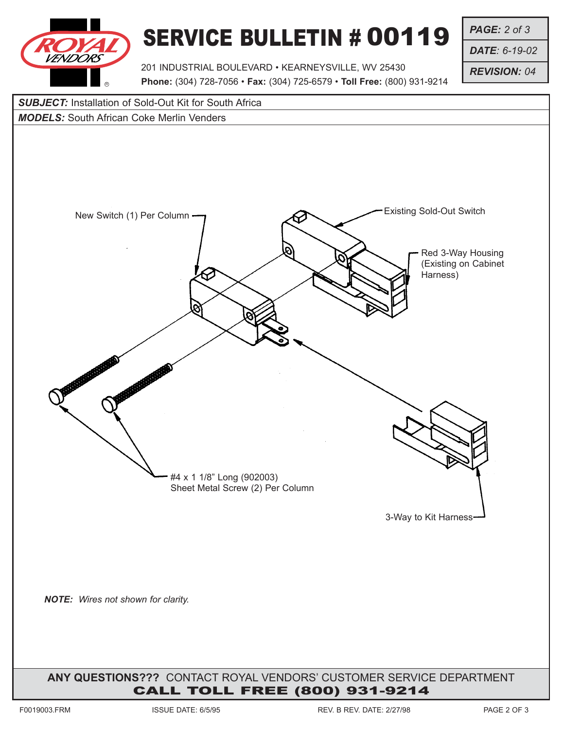# SERVICE BULLETIN # 00119

201 INDUSTRIAL BOULEVARD • KEARNEYSVILLE, WV 25430
**Phone:** (304) 728-7056 • **Fax:** (304) 725-6579 • **Toll Free:** (800) 931-9214

***DATE:*** *6-19-02*
***REVISION:*** *04*

***SUBJECT:*** Installation of Sold-Out Kit for South Africa
***MODELS:*** South African Coke Merlin Venders

New Switch (1) Per Column

Existing Sold-Out Switch

Red 3-Way Housing (Existing on Cabinet Harness)

#4 x 1 1/8" Long (902003) Sheet Metal Screw (2) Per Column

3-Way to Kit Harness

***NOTE:*** *Wires not shown for clarity.*

**ANY QUESTIONS???** CONTACT ROYAL VENDORS' CUSTOMER SERVICE DEPARTMENT
**CALL TOLL FREE (800) 931-9214**

F0019003.FRM ISSUE DATE: 6/5/95 REV. B REV. DATE: 2/27/98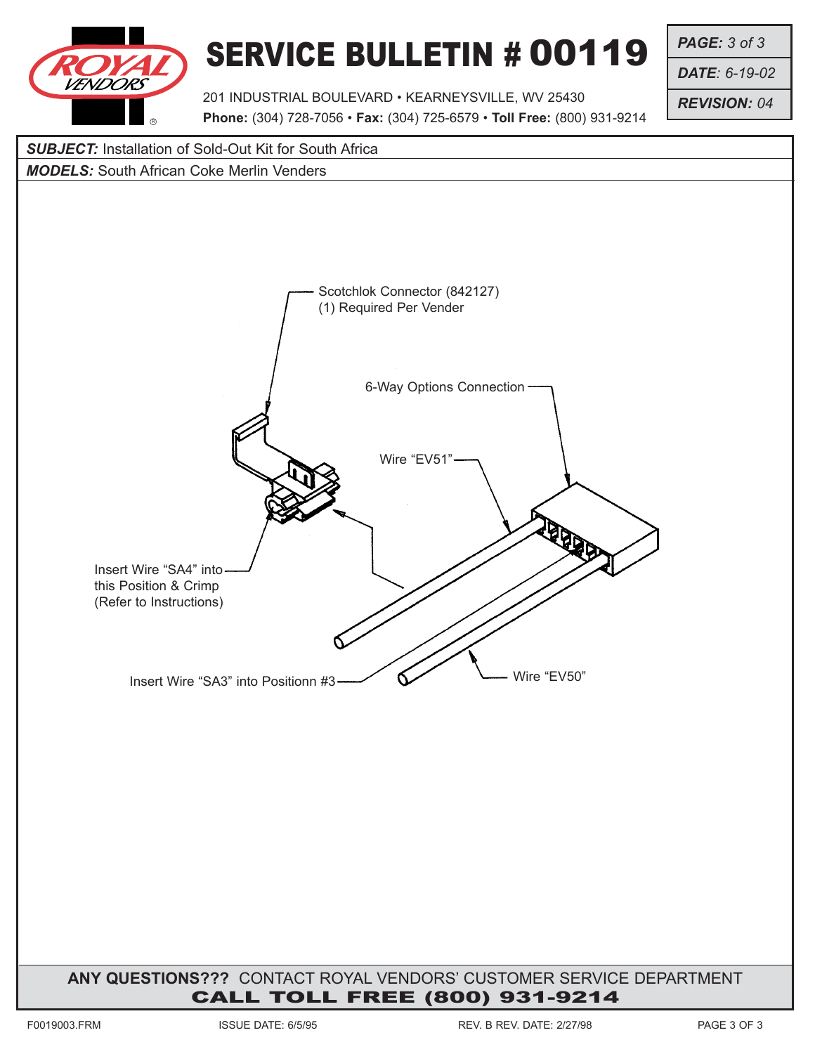# SERVICE BULLETIN # 00119

201 INDUSTRIAL BOULEVARD • KEARNEYSVILLE, WV 25430
**Phone:** (304) 728-7056 • **Fax:** (304) 725-6579 • **Toll Free:** (800) 931-9214

***DATE***: *6-19-02*

***REVISION:*** *04*

***SUBJECT:*** Installation of Sold-Out Kit for South Africa

***MODELS:*** South African Coke Merlin Venders

Scotchlok Connector (842127)
(1) Required Per Vender

6-Way Options Connection

Wire "EV51"

Insert Wire "SA4" into this Position & Crimp (Refer to Instructions)

Insert Wire "SA3" into Positionn #3

Wire "EV50"

**ANY QUESTIONS???** CONTACT ROYAL VENDORS' CUSTOMER SERVICE DEPARTMENT
**CALL TOLL FREE (800) 931-9214**

F0019003.FRM ISSUE DATE: 6/5/95 REV. B REV. DATE: 2/27/98